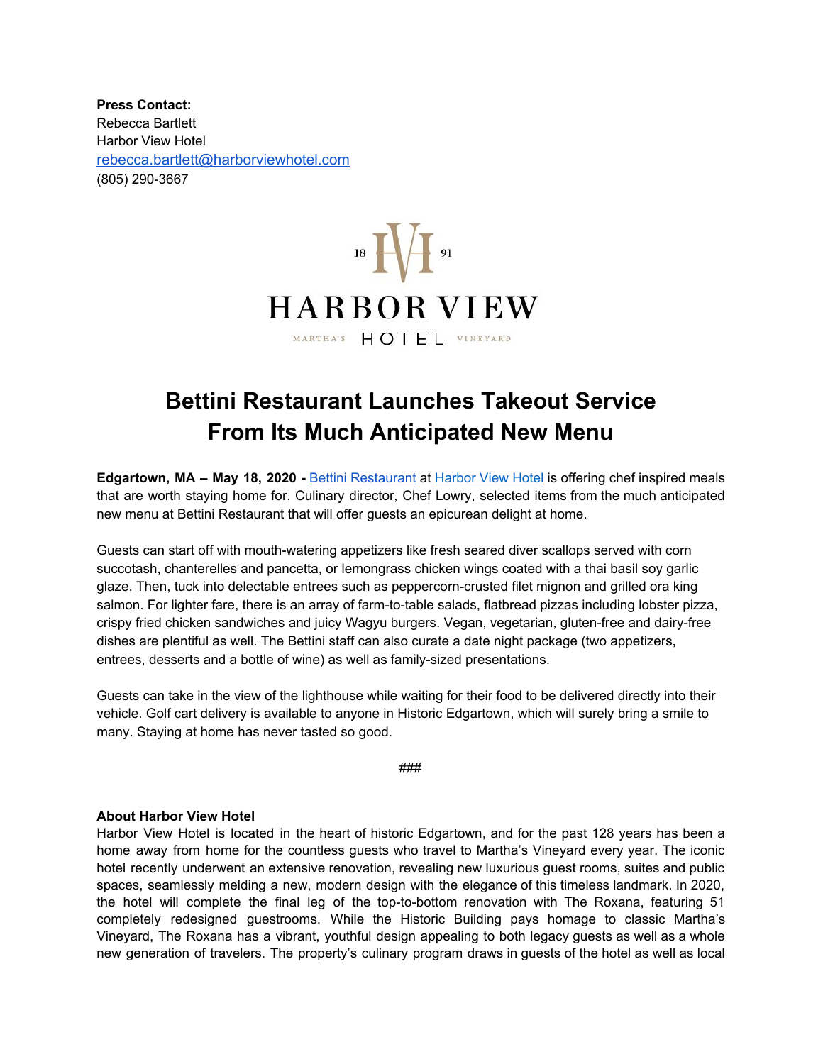**Press Contact:**
Rebecca Bartlett
Harbor View Hotel
[rebecca.bartlett@harborviewhotel.com](mailto:rebecca.bartlett@harborviewhotel.com)
(805) 290-3667

18 HV 91
HARBOR VIEW
MARTHA'S HOTEL VINEYARD

# Bettini Restaurant Launches Takeout Service From Its Much Anticipated New Menu

**Edgartown, MA – May 18, 2020 -** Bettini Restaurant at Harbor View Hotel is offering chef inspired meals that are worth staying home for. Culinary director, Chef Lowry, selected items from the much anticipated new menu at Bettini Restaurant that will offer guests an epicurean delight at home.

Guests can start off with mouth-watering appetizers like fresh seared diver scallops served with corn succotash, chanterelles and pancetta, or lemongrass chicken wings coated with a thai basil soy garlic glaze. Then, tuck into delectable entrees such as peppercorn-crusted filet mignon and grilled ora king salmon. For lighter fare, there is an array of farm-to-table salads, flatbread pizzas including lobster pizza, crispy fried chicken sandwiches and juicy Wagyu burgers. Vegan, vegetarian, gluten-free and dairy-free dishes are plentiful as well. The Bettini staff can also curate a date night package (two appetizers, entrees, desserts and a bottle of wine) as well as family-sized presentations.

Guests can take in the view of the lighthouse while waiting for their food to be delivered directly into their vehicle. Golf cart delivery is available to anyone in Historic Edgartown, which will surely bring a smile to many. Staying at home has never tasted so good.

###

**About Harbor View Hotel**
Harbor View Hotel is located in the heart of historic Edgartown, and for the past 128 years has been a home away from home for the countless guests who travel to Martha's Vineyard every year. The iconic hotel recently underwent an extensive renovation, revealing new luxurious guest rooms, suites and public spaces, seamlessly melding a new, modern design with the elegance of this timeless landmark. In 2020, the hotel will complete the final leg of the top-to-bottom renovation with The Roxana, featuring 51 completely redesigned guestrooms. While the Historic Building pays homage to classic Martha's Vineyard, The Roxana has a vibrant, youthful design appealing to both legacy guests as well as a whole new generation of travelers. The property's culinary program draws in guests of the hotel as well as local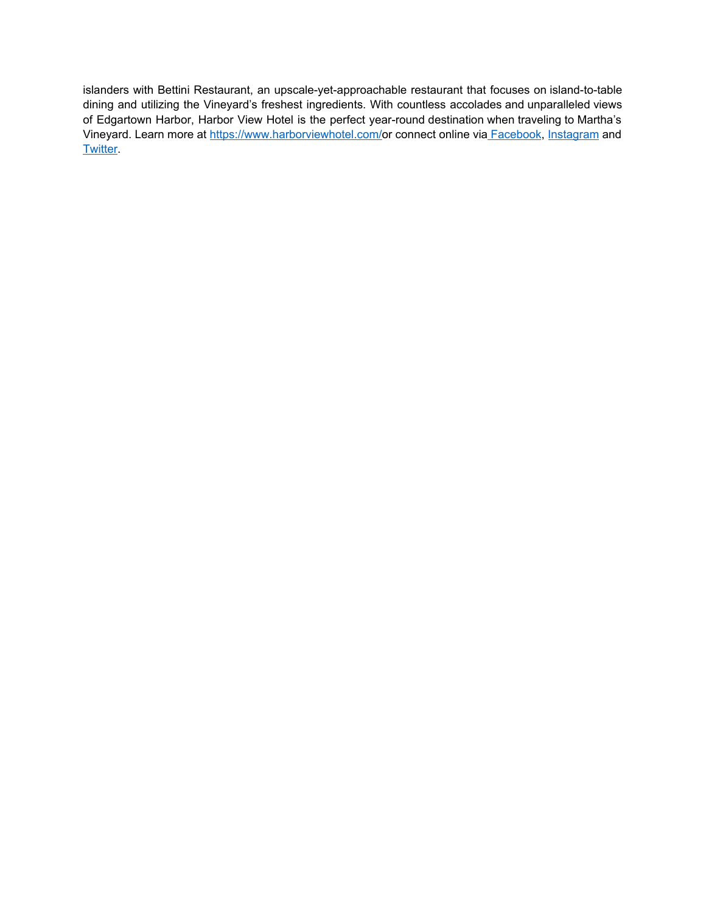islanders with Bettini Restaurant, an upscale-yet-approachable restaurant that focuses on island-to-table dining and utilizing the Vineyard's freshest ingredients. With countless accolades and unparalleled views of Edgartown Harbor, Harbor View Hotel is the perfect year-round destination when traveling to Martha's Vineyard. Learn more at [https://www.harborviewhotel.com/](https://www.harborviewhotel.com/)or connect online via [Facebook](), [Instagram]() and [Twitter]().